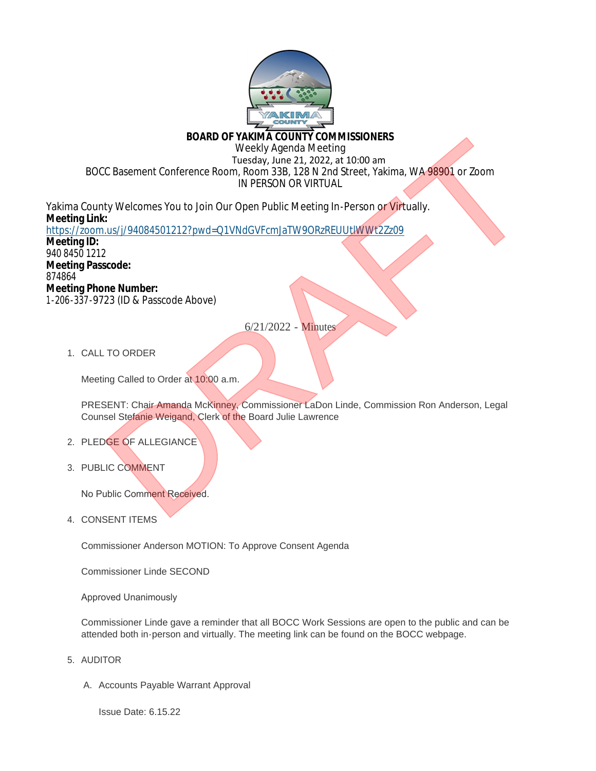**BOARD OF YAKIMA COUNTY COMMISSIONERS**

Weekly Agenda Meeting

Tuesday, June 21, 2022, at 10:00 am

BOCC Basement Conference Room, Room 33B, 128 N 2nd Street, Yakima, WA 98901 or Zoom

IN PERSON OR VIRTUAL

Yakima County Welcomes You to Join Our Open Public Meeting In-Person or Virtually.

**Meeting Link:**
https://zoom.us/j/94084501212?pwd=Q1VNdGVFcmJaTW9ORzREUUtlWWt2Zz09

**Meeting ID:**
940 8450 1212

**Meeting Passcode:**
874864

**Meeting Phone Number:**
1-206-337-9723 (ID & Passcode Above)

6/21/2022 - Minutes

1. CALL TO ORDER

   Meeting Called to Order at 10:00 a.m.

   PRESENT: Chair Amanda McKinney, Commissioner LaDon Linde, Commission Ron Anderson, Legal Counsel Stefanie Weigand, Clerk of the Board Julie Lawrence

2. PLEDGE OF ALLEGIANCE

3. PUBLIC COMMENT

   No Public Comment Received.

4. CONSENT ITEMS

   Commissioner Anderson MOTION: To Approve Consent Agenda

   Commissioner Linde SECOND

   Approved Unanimously

   Commissioner Linde gave a reminder that all BOCC Work Sessions are open to the public and can be attended both in-person and virtually. The meeting link can be found on the BOCC webpage.

5. AUDITOR

   A. Accounts Payable Warrant Approval

      Issue Date: 6.15.22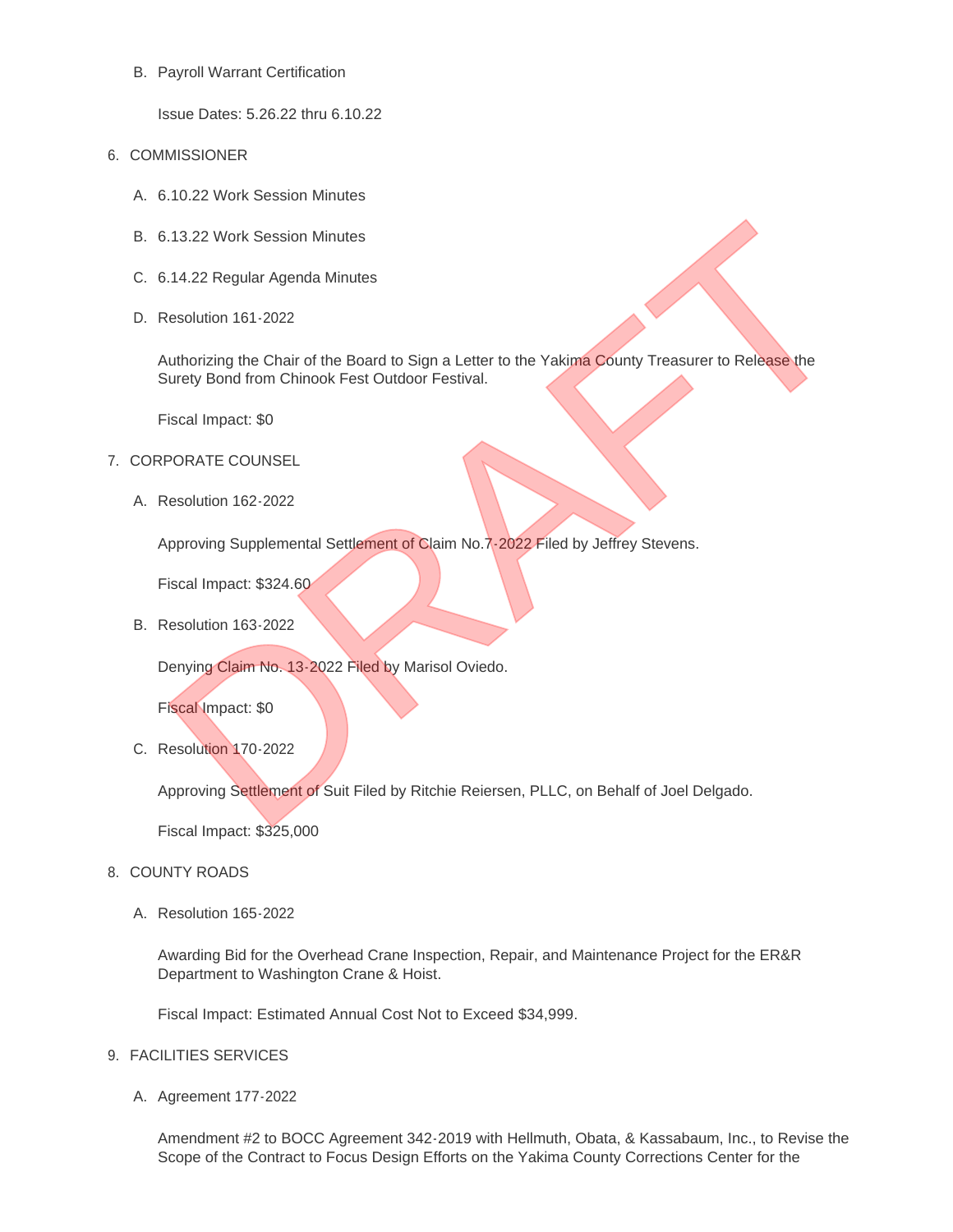B. Payroll Warrant Certification

   Issue Dates: 5.26.22 thru 6.10.22

6. COMMISSIONER

   A. 6.10.22 Work Session Minutes

   B. 6.13.22 Work Session Minutes

   C. 6.14.22 Regular Agenda Minutes

   D. Resolution 161-2022

      Authorizing the Chair of the Board to Sign a Letter to the Yakima County Treasurer to Release the Surety Bond from Chinook Fest Outdoor Festival.

      Fiscal Impact: $0

7. CORPORATE COUNSEL

   A. Resolution 162-2022

      Approving Supplemental Settlement of Claim No.7-2022 Filed by Jeffrey Stevens.

      Fiscal Impact: $324.60

   B. Resolution 163-2022

      Denying Claim No. 13-2022 Filed by Marisol Oviedo.

      Fiscal Impact: $0

   C. Resolution 170-2022

      Approving Settlement of Suit Filed by Ritchie Reiersen, PLLC, on Behalf of Joel Delgado.

      Fiscal Impact: $325,000

8. COUNTY ROADS

   A. Resolution 165-2022

      Awarding Bid for the Overhead Crane Inspection, Repair, and Maintenance Project for the ER&R Department to Washington Crane & Hoist.

      Fiscal Impact: Estimated Annual Cost Not to Exceed $34,999.

9. FACILITIES SERVICES

   A. Agreement 177-2022

      Amendment #2 to BOCC Agreement 342-2019 with Hellmuth, Obata, & Kassabaum, Inc., to Revise the Scope of the Contract to Focus Design Efforts on the Yakima County Corrections Center for the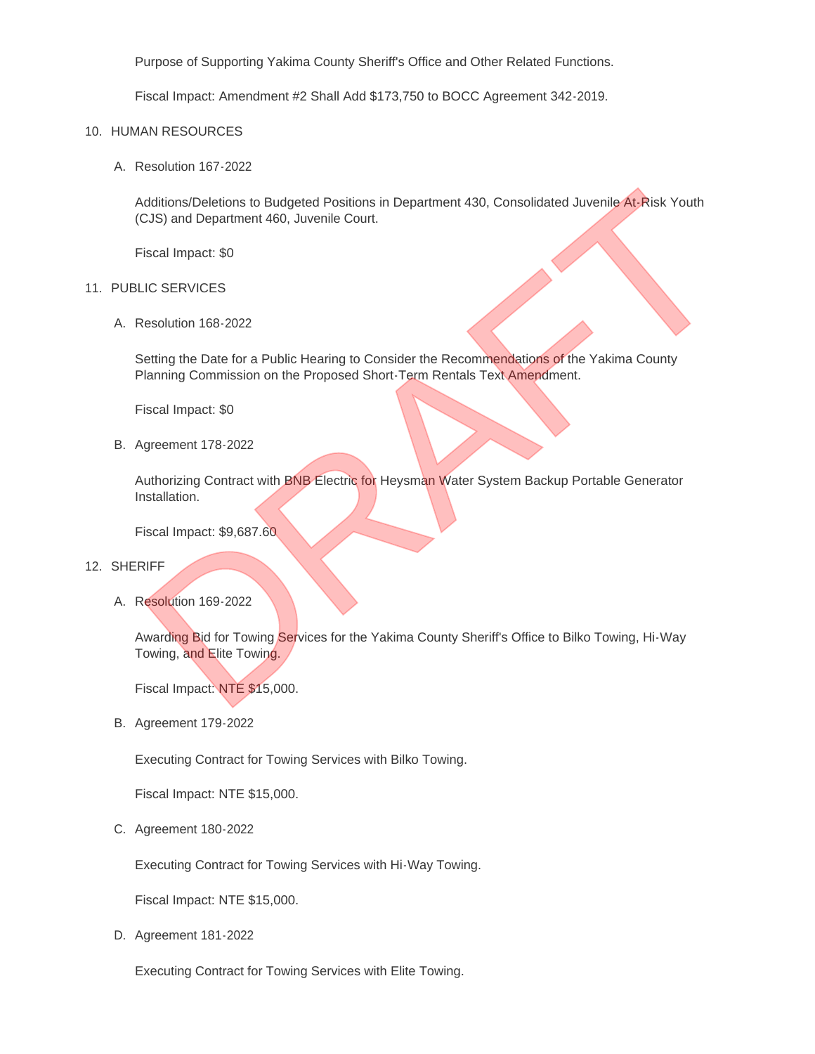Purpose of Supporting Yakima County Sheriff's Office and Other Related Functions.

Fiscal Impact: Amendment #2 Shall Add $173,750 to BOCC Agreement 342-2019.

10. HUMAN RESOURCES

    A. Resolution 167-2022

       Additions/Deletions to Budgeted Positions in Department 430, Consolidated Juvenile At-Risk Youth (CJS) and Department 460, Juvenile Court.

       Fiscal Impact: $0

11. PUBLIC SERVICES

    A. Resolution 168-2022

       Setting the Date for a Public Hearing to Consider the Recommendations of the Yakima County Planning Commission on the Proposed Short-Term Rentals Text Amendment.

       Fiscal Impact: $0

    B. Agreement 178-2022

       Authorizing Contract with BNB Electric for Heysman Water System Backup Portable Generator Installation.

       Fiscal Impact: $9,687.60

12. SHERIFF

    A. Resolution 169-2022

       Awarding Bid for Towing Services for the Yakima County Sheriff's Office to Bilko Towing, Hi-Way Towing, and Elite Towing.

       Fiscal Impact: NTE $15,000.

    B. Agreement 179-2022

       Executing Contract for Towing Services with Bilko Towing.

       Fiscal Impact: NTE $15,000.

    C. Agreement 180-2022

       Executing Contract for Towing Services with Hi-Way Towing.

       Fiscal Impact: NTE $15,000.

    D. Agreement 181-2022

       Executing Contract for Towing Services with Elite Towing.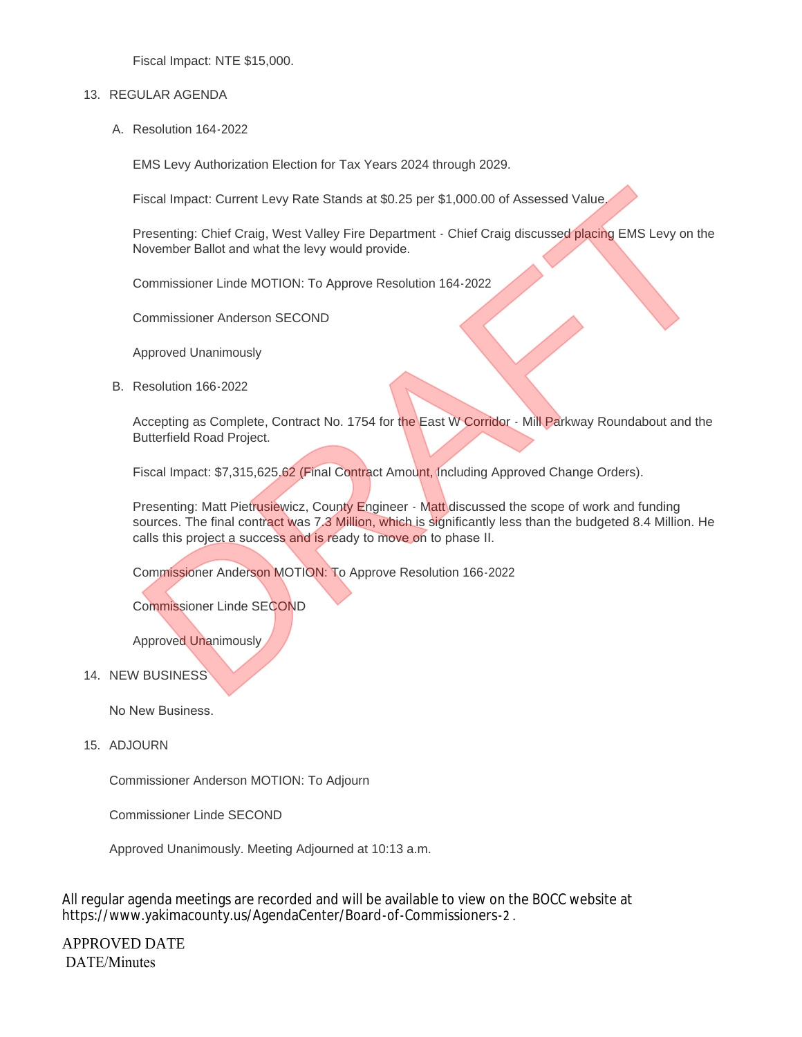Fiscal Impact: NTE $15,000.

13. REGULAR AGENDA

   A. Resolution 164-2022

      EMS Levy Authorization Election for Tax Years 2024 through 2029.

      Fiscal Impact: Current Levy Rate Stands at $0.25 per $1,000.00 of Assessed Value.

      Presenting: Chief Craig, West Valley Fire Department - Chief Craig discussed placing EMS Levy on the November Ballot and what the levy would provide.

      Commissioner Linde MOTION: To Approve Resolution 164-2022

      Commissioner Anderson SECOND

      Approved Unanimously

   B. Resolution 166-2022

      Accepting as Complete, Contract No. 1754 for the East W Corridor - Mill Parkway Roundabout and the Butterfield Road Project.

      Fiscal Impact: $7,315,625.62 (Final Contract Amount, Including Approved Change Orders).

      Presenting: Matt Pietrusiewicz, County Engineer - Matt discussed the scope of work and funding sources. The final contract was 7.3 Million, which is significantly less than the budgeted 8.4 Million. He calls this project a success and is ready to move on to phase II.

      Commissioner Anderson MOTION: To Approve Resolution 166-2022

      Commissioner Linde SECOND

      Approved Unanimously

14. NEW BUSINESS

   No New Business.

15. ADJOURN

   Commissioner Anderson MOTION: To Adjourn

   Commissioner Linde SECOND

   Approved Unanimously. Meeting Adjourned at 10:13 a.m.

All regular agenda meetings are recorded and will be available to view on the BOCC website at https://www.yakimacounty.us/AgendaCenter/Board-of-Commissioners-2.

APPROVED DATE
DATE/Minutes